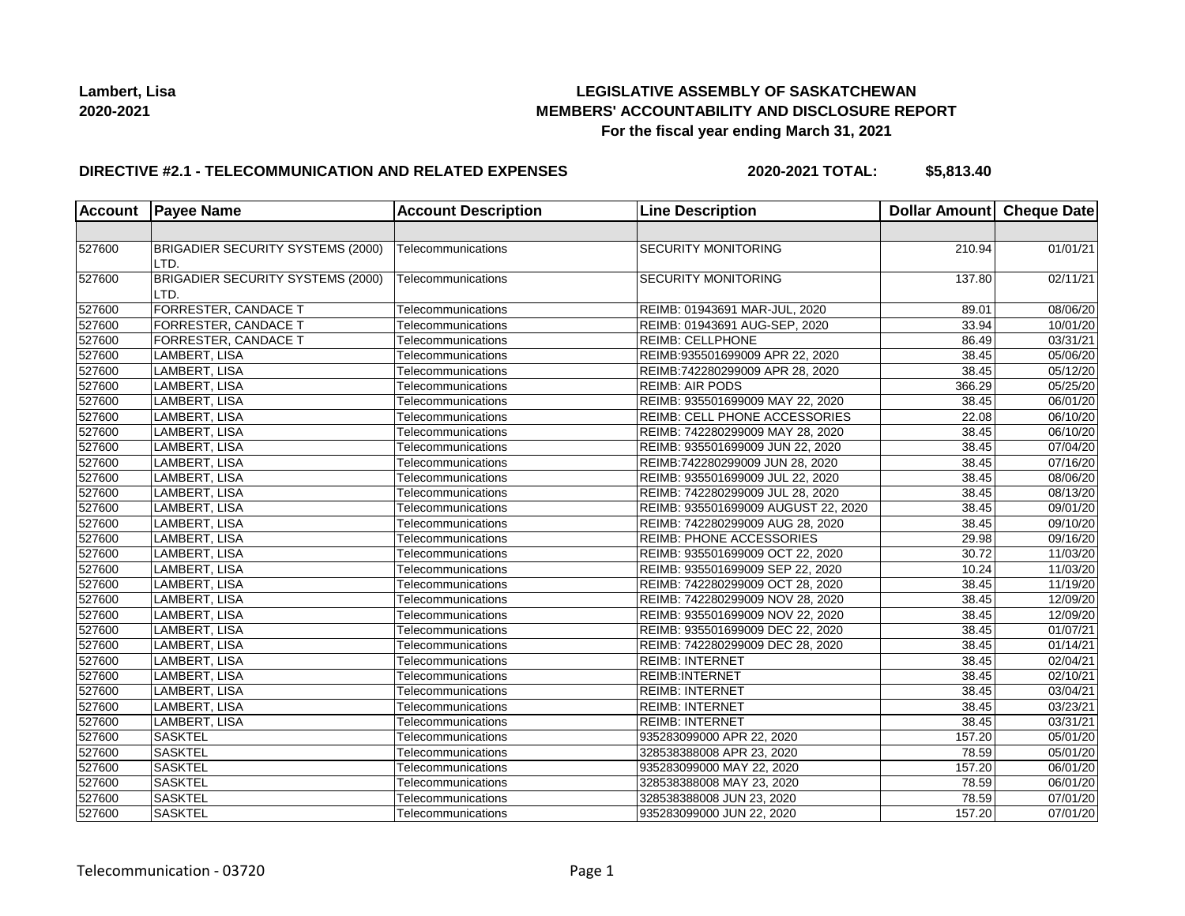**Lambert, Lisa**
**2020-2021**

**LEGISLATIVE ASSEMBLY OF SASKATCHEWAN**
**MEMBERS' ACCOUNTABILITY AND DISCLOSURE REPORT**
**For the fiscal year ending March 31, 2021**

**DIRECTIVE #2.1 - TELECOMMUNICATION AND RELATED EXPENSES** **2020-2021 TOTAL: $5,813.40**

| Account | Payee Name | Account Description | Line Description | Dollar Amount | Cheque Date |
|---|---|---|---|---|---|
| | | | | | |
| 527600 | BRIGADIER SECURITY SYSTEMS (2000) LTD. | Telecommunications | SECURITY MONITORING | 210.94 | 01/01/21 |
| 527600 | BRIGADIER SECURITY SYSTEMS (2000) LTD. | Telecommunications | SECURITY MONITORING | 137.80 | 02/11/21 |
| 527600 | FORRESTER, CANDACE T | Telecommunications | REIMB: 01943691 MAR-JUL, 2020 | 89.01 | 08/06/20 |
| 527600 | FORRESTER, CANDACE T | Telecommunications | REIMB: 01943691 AUG-SEP, 2020 | 33.94 | 10/01/20 |
| 527600 | FORRESTER, CANDACE T | Telecommunications | REIMB: CELLPHONE | 86.49 | 03/31/21 |
| 527600 | LAMBERT, LISA | Telecommunications | REIMB:935501699009 APR 22, 2020 | 38.45 | 05/06/20 |
| 527600 | LAMBERT, LISA | Telecommunications | REIMB:742280299009 APR 28, 2020 | 38.45 | 05/12/20 |
| 527600 | LAMBERT, LISA | Telecommunications | REIMB: AIR PODS | 366.29 | 05/25/20 |
| 527600 | LAMBERT, LISA | Telecommunications | REIMB: 935501699009 MAY 22, 2020 | 38.45 | 06/01/20 |
| 527600 | LAMBERT, LISA | Telecommunications | REIMB: CELL PHONE ACCESSORIES | 22.08 | 06/10/20 |
| 527600 | LAMBERT, LISA | Telecommunications | REIMB: 742280299009 MAY 28, 2020 | 38.45 | 06/10/20 |
| 527600 | LAMBERT, LISA | Telecommunications | REIMB: 935501699009 JUN 22, 2020 | 38.45 | 07/04/20 |
| 527600 | LAMBERT, LISA | Telecommunications | REIMB:742280299009 JUN 28, 2020 | 38.45 | 07/16/20 |
| 527600 | LAMBERT, LISA | Telecommunications | REIMB: 935501699009 JUL 22, 2020 | 38.45 | 08/06/20 |
| 527600 | LAMBERT, LISA | Telecommunications | REIMB: 742280299009 JUL 28, 2020 | 38.45 | 08/13/20 |
| 527600 | LAMBERT, LISA | Telecommunications | REIMB: 935501699009 AUGUST 22, 2020 | 38.45 | 09/01/20 |
| 527600 | LAMBERT, LISA | Telecommunications | REIMB: 742280299009 AUG 28, 2020 | 38.45 | 09/10/20 |
| 527600 | LAMBERT, LISA | Telecommunications | REIMB: PHONE ACCESSORIES | 29.98 | 09/16/20 |
| 527600 | LAMBERT, LISA | Telecommunications | REIMB: 935501699009 OCT 22, 2020 | 30.72 | 11/03/20 |
| 527600 | LAMBERT, LISA | Telecommunications | REIMB: 935501699009 SEP 22, 2020 | 10.24 | 11/03/20 |
| 527600 | LAMBERT, LISA | Telecommunications | REIMB: 742280299009 OCT 28, 2020 | 38.45 | 11/19/20 |
| 527600 | LAMBERT, LISA | Telecommunications | REIMB: 742280299009 NOV 28, 2020 | 38.45 | 12/09/20 |
| 527600 | LAMBERT, LISA | Telecommunications | REIMB: 935501699009 NOV 22, 2020 | 38.45 | 12/09/20 |
| 527600 | LAMBERT, LISA | Telecommunications | REIMB: 935501699009 DEC 22, 2020 | 38.45 | 01/07/21 |
| 527600 | LAMBERT, LISA | Telecommunications | REIMB: 742280299009 DEC 28, 2020 | 38.45 | 01/14/21 |
| 527600 | LAMBERT, LISA | Telecommunications | REIMB: INTERNET | 38.45 | 02/04/21 |
| 527600 | LAMBERT, LISA | Telecommunications | REIMB:INTERNET | 38.45 | 02/10/21 |
| 527600 | LAMBERT, LISA | Telecommunications | REIMB: INTERNET | 38.45 | 03/04/21 |
| 527600 | LAMBERT, LISA | Telecommunications | REIMB: INTERNET | 38.45 | 03/23/21 |
| 527600 | LAMBERT, LISA | Telecommunications | REIMB: INTERNET | 38.45 | 03/31/21 |
| 527600 | SASKTEL | Telecommunications | 935283099000 APR 22, 2020 | 157.20 | 05/01/20 |
| 527600 | SASKTEL | Telecommunications | 328538388008 APR 23, 2020 | 78.59 | 05/01/20 |
| 527600 | SASKTEL | Telecommunications | 935283099000 MAY 22, 2020 | 157.20 | 06/01/20 |
| 527600 | SASKTEL | Telecommunications | 328538388008 MAY 23, 2020 | 78.59 | 06/01/20 |
| 527600 | SASKTEL | Telecommunications | 328538388008 JUN 23, 2020 | 78.59 | 07/01/20 |
| 527600 | SASKTEL | Telecommunications | 935283099000 JUN 22, 2020 | 157.20 | 07/01/20 |

Telecommunication - 03720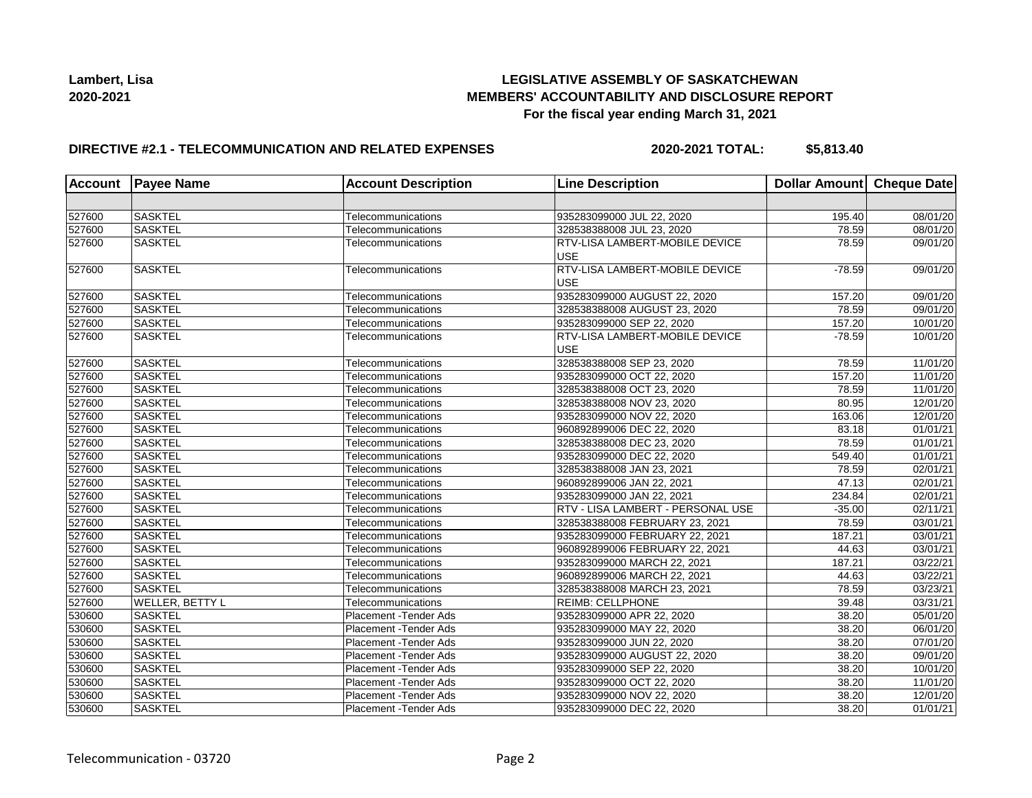**Lambert, Lisa**
**2020-2021**

## LEGISLATIVE ASSEMBLY OF SASKATCHEWAN
## MEMBERS' ACCOUNTABILITY AND DISCLOSURE REPORT
### For the fiscal year ending March 31, 2021

**DIRECTIVE #2.1 - TELECOMMUNICATION AND RELATED EXPENSES** **2020-2021 TOTAL: $5,813.40**

| Account | Payee Name | Account Description | Line Description | Dollar Amount | Cheque Date |
|---|---|---|---|---|---|
| | | | | | |
| 527600 | SASKTEL | Telecommunications | 935283099000 JUL 22, 2020 | 195.40 | 08/01/20 |
| 527600 | SASKTEL | Telecommunications | 328538388008 JUL 23, 2020 | 78.59 | 08/01/20 |
| 527600 | SASKTEL | Telecommunications | RTV-LISA LAMBERT-MOBILE DEVICE USE | 78.59 | 09/01/20 |
| 527600 | SASKTEL | Telecommunications | RTV-LISA LAMBERT-MOBILE DEVICE USE | -78.59 | 09/01/20 |
| 527600 | SASKTEL | Telecommunications | 935283099000 AUGUST 22, 2020 | 157.20 | 09/01/20 |
| 527600 | SASKTEL | Telecommunications | 328538388008 AUGUST 23, 2020 | 78.59 | 09/01/20 |
| 527600 | SASKTEL | Telecommunications | 935283099000 SEP 22, 2020 | 157.20 | 10/01/20 |
| 527600 | SASKTEL | Telecommunications | RTV-LISA LAMBERT-MOBILE DEVICE USE | -78.59 | 10/01/20 |
| 527600 | SASKTEL | Telecommunications | 328538388008 SEP 23, 2020 | 78.59 | 11/01/20 |
| 527600 | SASKTEL | Telecommunications | 935283099000 OCT 22, 2020 | 157.20 | 11/01/20 |
| 527600 | SASKTEL | Telecommunications | 328538388008 OCT 23, 2020 | 78.59 | 11/01/20 |
| 527600 | SASKTEL | Telecommunications | 328538388008 NOV 23, 2020 | 80.95 | 12/01/20 |
| 527600 | SASKTEL | Telecommunications | 935283099000 NOV 22, 2020 | 163.06 | 12/01/20 |
| 527600 | SASKTEL | Telecommunications | 960892899006 DEC 22, 2020 | 83.18 | 01/01/21 |
| 527600 | SASKTEL | Telecommunications | 328538388008 DEC 23, 2020 | 78.59 | 01/01/21 |
| 527600 | SASKTEL | Telecommunications | 935283099000 DEC 22, 2020 | 549.40 | 01/01/21 |
| 527600 | SASKTEL | Telecommunications | 328538388008 JAN 23, 2021 | 78.59 | 02/01/21 |
| 527600 | SASKTEL | Telecommunications | 960892899006 JAN 22, 2021 | 47.13 | 02/01/21 |
| 527600 | SASKTEL | Telecommunications | 935283099000 JAN 22, 2021 | 234.84 | 02/01/21 |
| 527600 | SASKTEL | Telecommunications | RTV - LISA LAMBERT - PERSONAL USE | -35.00 | 02/11/21 |
| 527600 | SASKTEL | Telecommunications | 328538388008 FEBRUARY 23, 2021 | 78.59 | 03/01/21 |
| 527600 | SASKTEL | Telecommunications | 935283099000 FEBRUARY 22, 2021 | 187.21 | 03/01/21 |
| 527600 | SASKTEL | Telecommunications | 960892899006 FEBRUARY 22, 2021 | 44.63 | 03/01/21 |
| 527600 | SASKTEL | Telecommunications | 935283099000 MARCH 22, 2021 | 187.21 | 03/22/21 |
| 527600 | SASKTEL | Telecommunications | 960892899006 MARCH 22, 2021 | 44.63 | 03/22/21 |
| 527600 | SASKTEL | Telecommunications | 328538388008 MARCH 23, 2021 | 78.59 | 03/23/21 |
| 527600 | WELLER, BETTY L | Telecommunications | REIMB: CELLPHONE | 39.48 | 03/31/21 |
| 530600 | SASKTEL | Placement -Tender Ads | 935283099000 APR 22, 2020 | 38.20 | 05/01/20 |
| 530600 | SASKTEL | Placement -Tender Ads | 935283099000 MAY 22, 2020 | 38.20 | 06/01/20 |
| 530600 | SASKTEL | Placement -Tender Ads | 935283099000 JUN 22, 2020 | 38.20 | 07/01/20 |
| 530600 | SASKTEL | Placement -Tender Ads | 935283099000 AUGUST 22, 2020 | 38.20 | 09/01/20 |
| 530600 | SASKTEL | Placement -Tender Ads | 935283099000 SEP 22, 2020 | 38.20 | 10/01/20 |
| 530600 | SASKTEL | Placement -Tender Ads | 935283099000 OCT 22, 2020 | 38.20 | 11/01/20 |
| 530600 | SASKTEL | Placement -Tender Ads | 935283099000 NOV 22, 2020 | 38.20 | 12/01/20 |
| 530600 | SASKTEL | Placement -Tender Ads | 935283099000 DEC 22, 2020 | 38.20 | 01/01/21 |

Telecommunication - 03720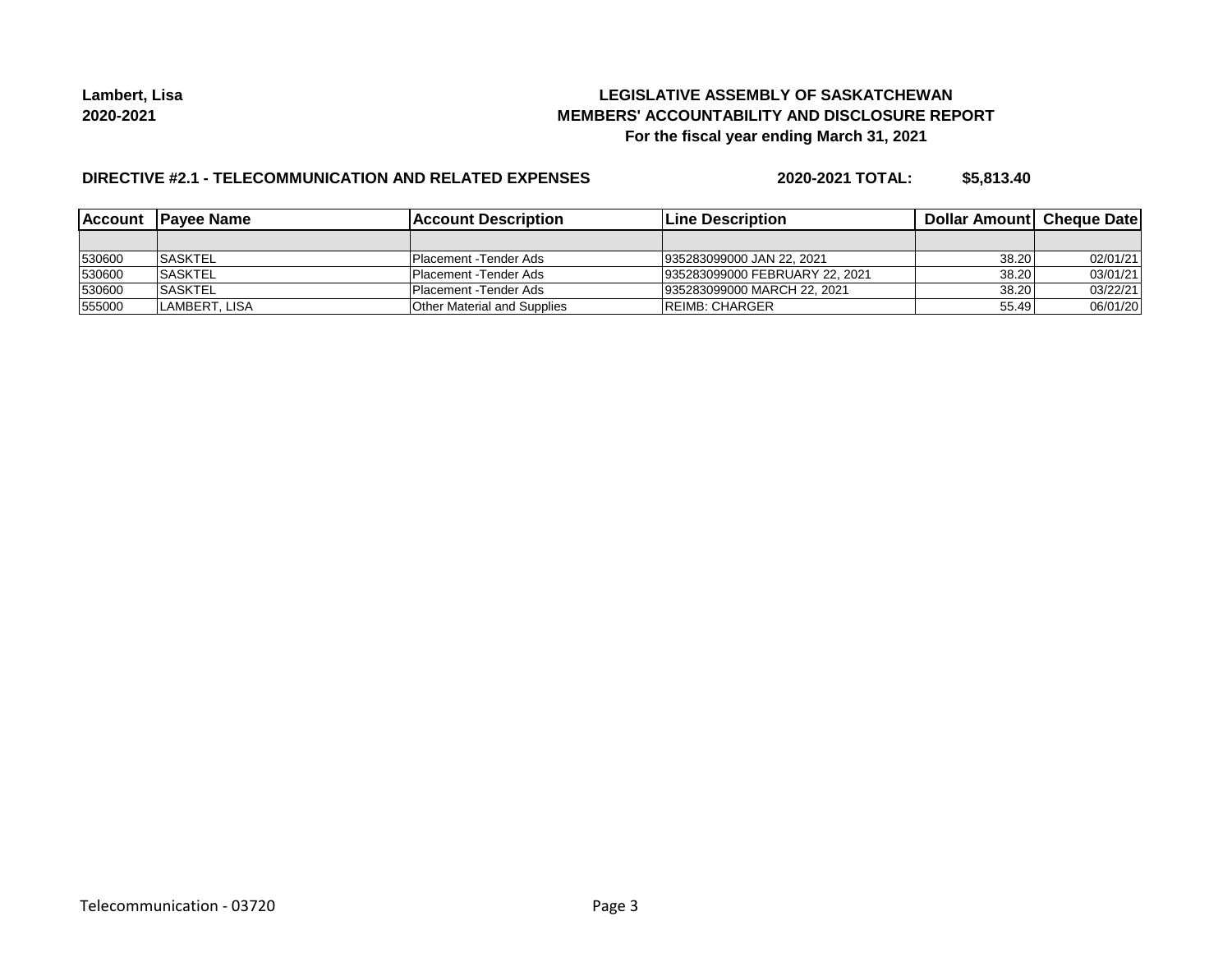**Lambert, Lisa**
**2020-2021**

# LEGISLATIVE ASSEMBLY OF SASKATCHEWAN
## MEMBERS' ACCOUNTABILITY AND DISCLOSURE REPORT
### For the fiscal year ending March 31, 2021

**DIRECTIVE #2.1 - TELECOMMUNICATION AND RELATED EXPENSES** **2020-2021 TOTAL: $5,813.40**

| Account | Payee Name | Account Description | Line Description | Dollar Amount | Cheque Date |
|---|---|---|---|---|---|
| | | | | | |
| 530600 | SASKTEL | Placement -Tender Ads | 935283099000 JAN 22, 2021 | 38.20 | 02/01/21 |
| 530600 | SASKTEL | Placement -Tender Ads | 935283099000 FEBRUARY 22, 2021 | 38.20 | 03/01/21 |
| 530600 | SASKTEL | Placement -Tender Ads | 935283099000 MARCH 22, 2021 | 38.20 | 03/22/21 |
| 555000 | LAMBERT, LISA | Other Material and Supplies | REIMB: CHARGER | 55.49 | 06/01/20 |

Telecommunication - 03720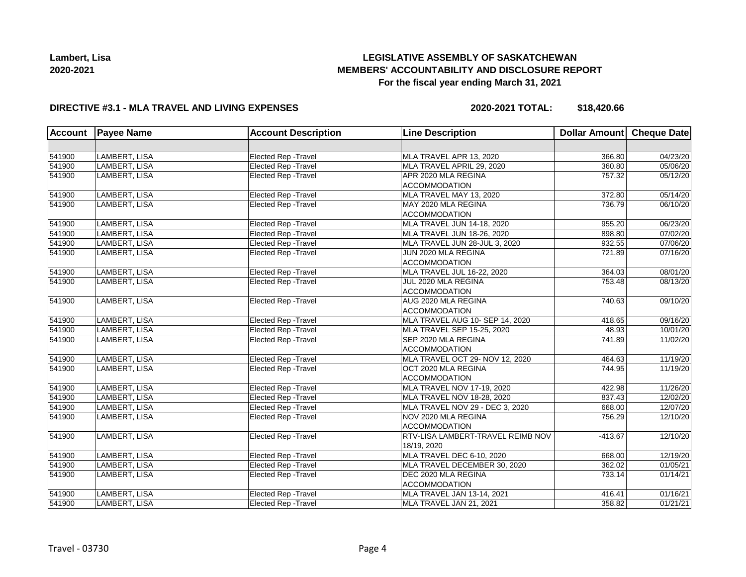**Lambert, Lisa**
**2020-2021**

# LEGISLATIVE ASSEMBLY OF SASKATCHEWAN
## MEMBERS' ACCOUNTABILITY AND DISCLOSURE REPORT
### For the fiscal year ending March 31, 2021

**DIRECTIVE #3.1 - MLA TRAVEL AND LIVING EXPENSES** **2020-2021 TOTAL: $18,420.66**

| Account | Payee Name | Account Description | Line Description | Dollar Amount | Cheque Date |
|---|---|---|---|---|---|
| | | | | | |
| 541900 | LAMBERT, LISA | Elected Rep -Travel | MLA TRAVEL APR 13, 2020 | 366.80 | 04/23/20 |
| 541900 | LAMBERT, LISA | Elected Rep -Travel | MLA TRAVEL APRIL 29, 2020 | 360.80 | 05/06/20 |
| 541900 | LAMBERT, LISA | Elected Rep -Travel | APR 2020 MLA REGINA ACCOMMODATION | 757.32 | 05/12/20 |
| 541900 | LAMBERT, LISA | Elected Rep -Travel | MLA TRAVEL MAY 13, 2020 | 372.80 | 05/14/20 |
| 541900 | LAMBERT, LISA | Elected Rep -Travel | MAY 2020 MLA REGINA ACCOMMODATION | 736.79 | 06/10/20 |
| 541900 | LAMBERT, LISA | Elected Rep -Travel | MLA TRAVEL JUN 14-18, 2020 | 955.20 | 06/23/20 |
| 541900 | LAMBERT, LISA | Elected Rep -Travel | MLA TRAVEL JUN 18-26, 2020 | 898.80 | 07/02/20 |
| 541900 | LAMBERT, LISA | Elected Rep -Travel | MLA TRAVEL JUN 28-JUL 3, 2020 | 932.55 | 07/06/20 |
| 541900 | LAMBERT, LISA | Elected Rep -Travel | JUN 2020 MLA REGINA ACCOMMODATION | 721.89 | 07/16/20 |
| 541900 | LAMBERT, LISA | Elected Rep -Travel | MLA TRAVEL JUL 16-22, 2020 | 364.03 | 08/01/20 |
| 541900 | LAMBERT, LISA | Elected Rep -Travel | JUL 2020 MLA REGINA ACCOMMODATION | 753.48 | 08/13/20 |
| 541900 | LAMBERT, LISA | Elected Rep -Travel | AUG 2020 MLA REGINA ACCOMMODATION | 740.63 | 09/10/20 |
| 541900 | LAMBERT, LISA | Elected Rep -Travel | MLA TRAVEL AUG 10- SEP 14, 2020 | 418.65 | 09/16/20 |
| 541900 | LAMBERT, LISA | Elected Rep -Travel | MLA TRAVEL SEP 15-25, 2020 | 48.93 | 10/01/20 |
| 541900 | LAMBERT, LISA | Elected Rep -Travel | SEP 2020 MLA REGINA ACCOMMODATION | 741.89 | 11/02/20 |
| 541900 | LAMBERT, LISA | Elected Rep -Travel | MLA TRAVEL OCT 29- NOV 12, 2020 | 464.63 | 11/19/20 |
| 541900 | LAMBERT, LISA | Elected Rep -Travel | OCT 2020 MLA REGINA ACCOMMODATION | 744.95 | 11/19/20 |
| 541900 | LAMBERT, LISA | Elected Rep -Travel | MLA TRAVEL NOV 17-19, 2020 | 422.98 | 11/26/20 |
| 541900 | LAMBERT, LISA | Elected Rep -Travel | MLA TRAVEL NOV 18-28, 2020 | 837.43 | 12/02/20 |
| 541900 | LAMBERT, LISA | Elected Rep -Travel | MLA TRAVEL NOV 29 - DEC 3, 2020 | 668.00 | 12/07/20 |
| 541900 | LAMBERT, LISA | Elected Rep -Travel | NOV 2020 MLA REGINA ACCOMMODATION | 756.29 | 12/10/20 |
| 541900 | LAMBERT, LISA | Elected Rep -Travel | RTV-LISA LAMBERT-TRAVEL REIMB NOV 18/19, 2020 | -413.67 | 12/10/20 |
| 541900 | LAMBERT, LISA | Elected Rep -Travel | MLA TRAVEL DEC 6-10, 2020 | 668.00 | 12/19/20 |
| 541900 | LAMBERT, LISA | Elected Rep -Travel | MLA TRAVEL DECEMBER 30, 2020 | 362.02 | 01/05/21 |
| 541900 | LAMBERT, LISA | Elected Rep -Travel | DEC 2020 MLA REGINA ACCOMMODATION | 733.14 | 01/14/21 |
| 541900 | LAMBERT, LISA | Elected Rep -Travel | MLA TRAVEL JAN 13-14, 2021 | 416.41 | 01/16/21 |
| 541900 | LAMBERT, LISA | Elected Rep -Travel | MLA TRAVEL JAN 21, 2021 | 358.82 | 01/21/21 |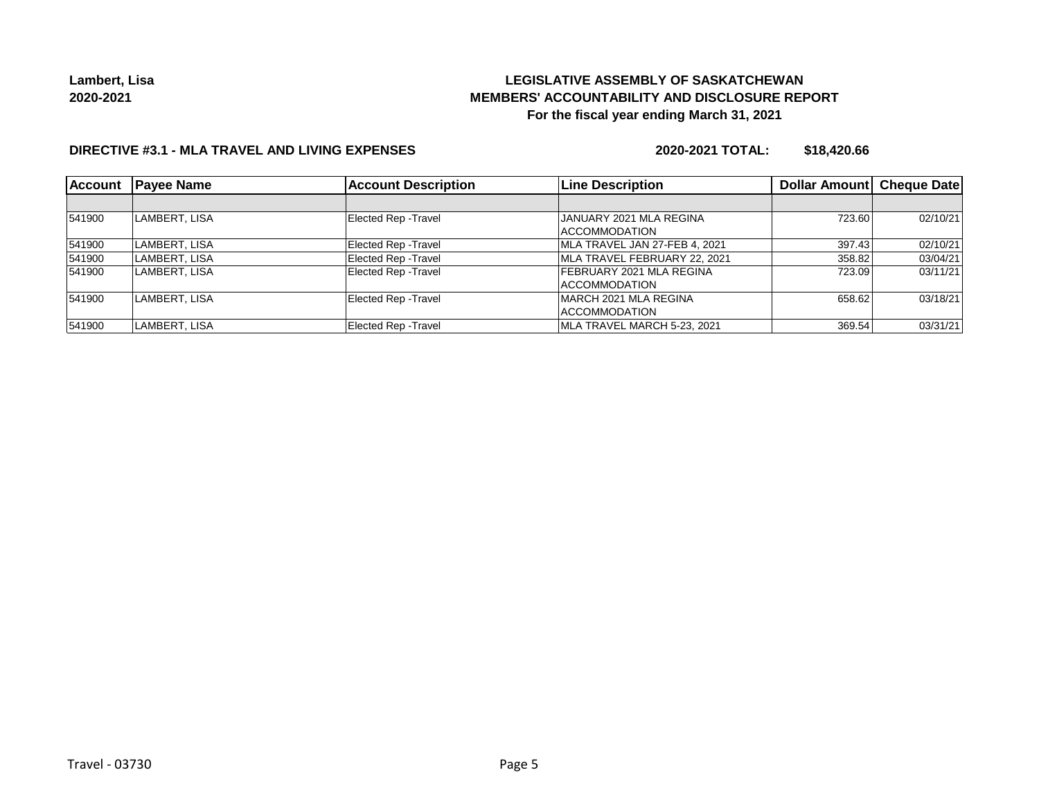Lambert, Lisa
2020-2021

**LEGISLATIVE ASSEMBLY OF SASKATCHEWAN**
**MEMBERS' ACCOUNTABILITY AND DISCLOSURE REPORT**
**For the fiscal year ending March 31, 2021**

**DIRECTIVE #3.1 - MLA TRAVEL AND LIVING EXPENSES** **2020-2021 TOTAL: $18,420.66**

| Account | Payee Name | Account Description | Line Description | Dollar Amount | Cheque Date |
|---|---|---|---|---|---|
| | | | | | |
| 541900 | LAMBERT, LISA | Elected Rep -Travel | JANUARY 2021 MLA REGINA ACCOMMODATION | 723.60 | 02/10/21 |
| 541900 | LAMBERT, LISA | Elected Rep -Travel | MLA TRAVEL JAN 27-FEB 4, 2021 | 397.43 | 02/10/21 |
| 541900 | LAMBERT, LISA | Elected Rep -Travel | MLA TRAVEL FEBRUARY 22, 2021 | 358.82 | 03/04/21 |
| 541900 | LAMBERT, LISA | Elected Rep -Travel | FEBRUARY 2021 MLA REGINA ACCOMMODATION | 723.09 | 03/11/21 |
| 541900 | LAMBERT, LISA | Elected Rep -Travel | MARCH 2021 MLA REGINA ACCOMMODATION | 658.62 | 03/18/21 |
| 541900 | LAMBERT, LISA | Elected Rep -Travel | MLA TRAVEL MARCH 5-23, 2021 | 369.54 | 03/31/21 |

Travel - 03730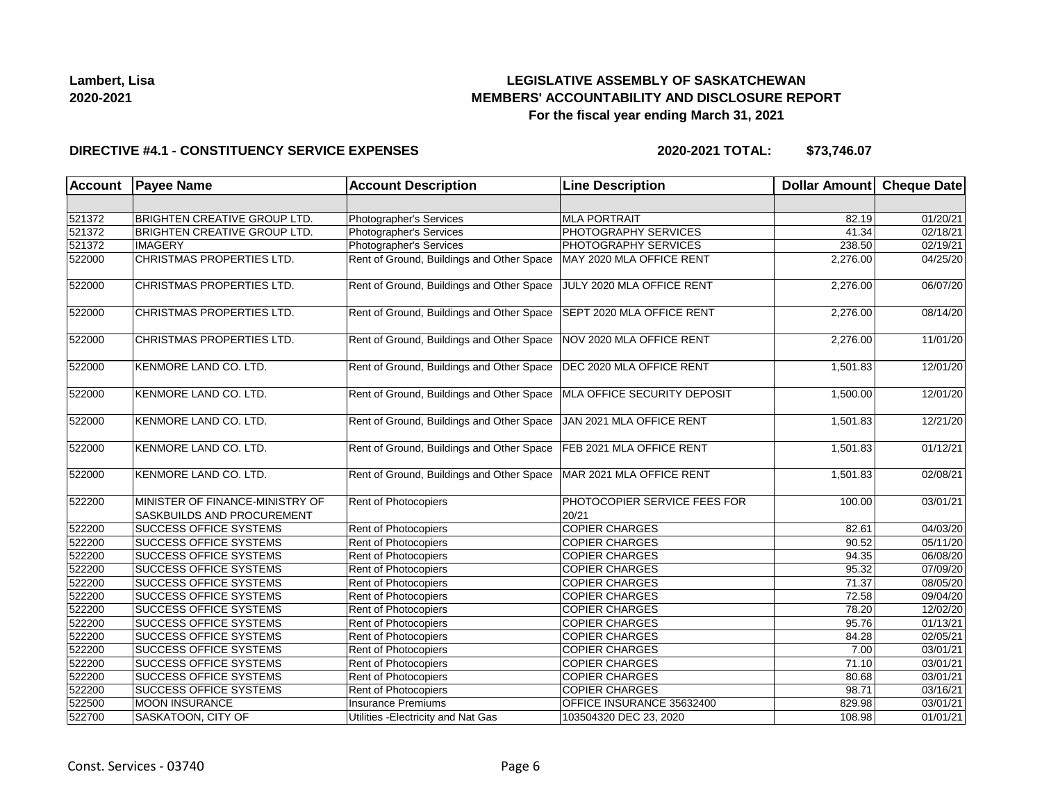**Lambert, Lisa**
**2020-2021**

# LEGISLATIVE ASSEMBLY OF SASKATCHEWAN
## MEMBERS' ACCOUNTABILITY AND DISCLOSURE REPORT
### For the fiscal year ending March 31, 2021

**DIRECTIVE #4.1 - CONSTITUENCY SERVICE EXPENSES** **2020-2021 TOTAL: $73,746.07**

| Account | Payee Name | Account Description | Line Description | Dollar Amount | Cheque Date |
|---|---|---|---|---|---|
| | | | | | |
| 521372 | BRIGHTEN CREATIVE GROUP LTD. | Photographer's Services | MLA PORTRAIT | 82.19 | 01/20/21 |
| 521372 | BRIGHTEN CREATIVE GROUP LTD. | Photographer's Services | PHOTOGRAPHY SERVICES | 41.34 | 02/18/21 |
| 521372 | IMAGERY | Photographer's Services | PHOTOGRAPHY SERVICES | 238.50 | 02/19/21 |
| 522000 | CHRISTMAS PROPERTIES LTD. | Rent of Ground, Buildings and Other Space | MAY 2020 MLA OFFICE RENT | 2,276.00 | 04/25/20 |
| 522000 | CHRISTMAS PROPERTIES LTD. | Rent of Ground, Buildings and Other Space | JULY 2020 MLA OFFICE RENT | 2,276.00 | 06/07/20 |
| 522000 | CHRISTMAS PROPERTIES LTD. | Rent of Ground, Buildings and Other Space | SEPT 2020 MLA OFFICE RENT | 2,276.00 | 08/14/20 |
| 522000 | CHRISTMAS PROPERTIES LTD. | Rent of Ground, Buildings and Other Space | NOV 2020 MLA OFFICE RENT | 2,276.00 | 11/01/20 |
| 522000 | KENMORE LAND CO. LTD. | Rent of Ground, Buildings and Other Space | DEC 2020 MLA OFFICE RENT | 1,501.83 | 12/01/20 |
| 522000 | KENMORE LAND CO. LTD. | Rent of Ground, Buildings and Other Space | MLA OFFICE SECURITY DEPOSIT | 1,500.00 | 12/01/20 |
| 522000 | KENMORE LAND CO. LTD. | Rent of Ground, Buildings and Other Space | JAN 2021 MLA OFFICE RENT | 1,501.83 | 12/21/20 |
| 522000 | KENMORE LAND CO. LTD. | Rent of Ground, Buildings and Other Space | FEB 2021 MLA OFFICE RENT | 1,501.83 | 01/12/21 |
| 522000 | KENMORE LAND CO. LTD. | Rent of Ground, Buildings and Other Space | MAR 2021 MLA OFFICE RENT | 1,501.83 | 02/08/21 |
| 522200 | MINISTER OF FINANCE-MINISTRY OF SASKBUILDS AND PROCUREMENT | Rent of Photocopiers | PHOTOCOPIER SERVICE FEES FOR 20/21 | 100.00 | 03/01/21 |
| 522200 | SUCCESS OFFICE SYSTEMS | Rent of Photocopiers | COPIER CHARGES | 82.61 | 04/03/20 |
| 522200 | SUCCESS OFFICE SYSTEMS | Rent of Photocopiers | COPIER CHARGES | 90.52 | 05/11/20 |
| 522200 | SUCCESS OFFICE SYSTEMS | Rent of Photocopiers | COPIER CHARGES | 94.35 | 06/08/20 |
| 522200 | SUCCESS OFFICE SYSTEMS | Rent of Photocopiers | COPIER CHARGES | 95.32 | 07/09/20 |
| 522200 | SUCCESS OFFICE SYSTEMS | Rent of Photocopiers | COPIER CHARGES | 71.37 | 08/05/20 |
| 522200 | SUCCESS OFFICE SYSTEMS | Rent of Photocopiers | COPIER CHARGES | 72.58 | 09/04/20 |
| 522200 | SUCCESS OFFICE SYSTEMS | Rent of Photocopiers | COPIER CHARGES | 78.20 | 12/02/20 |
| 522200 | SUCCESS OFFICE SYSTEMS | Rent of Photocopiers | COPIER CHARGES | 95.76 | 01/13/21 |
| 522200 | SUCCESS OFFICE SYSTEMS | Rent of Photocopiers | COPIER CHARGES | 84.28 | 02/05/21 |
| 522200 | SUCCESS OFFICE SYSTEMS | Rent of Photocopiers | COPIER CHARGES | 7.00 | 03/01/21 |
| 522200 | SUCCESS OFFICE SYSTEMS | Rent of Photocopiers | COPIER CHARGES | 71.10 | 03/01/21 |
| 522200 | SUCCESS OFFICE SYSTEMS | Rent of Photocopiers | COPIER CHARGES | 80.68 | 03/01/21 |
| 522200 | SUCCESS OFFICE SYSTEMS | Rent of Photocopiers | COPIER CHARGES | 98.71 | 03/16/21 |
| 522500 | MOON INSURANCE | Insurance Premiums | OFFICE INSURANCE 35632400 | 829.98 | 03/01/21 |
| 522700 | SASKATOON, CITY OF | Utilities -Electricity and Nat Gas | 103504320 DEC 23, 2020 | 108.98 | 01/01/21 |

Const. Services - 03740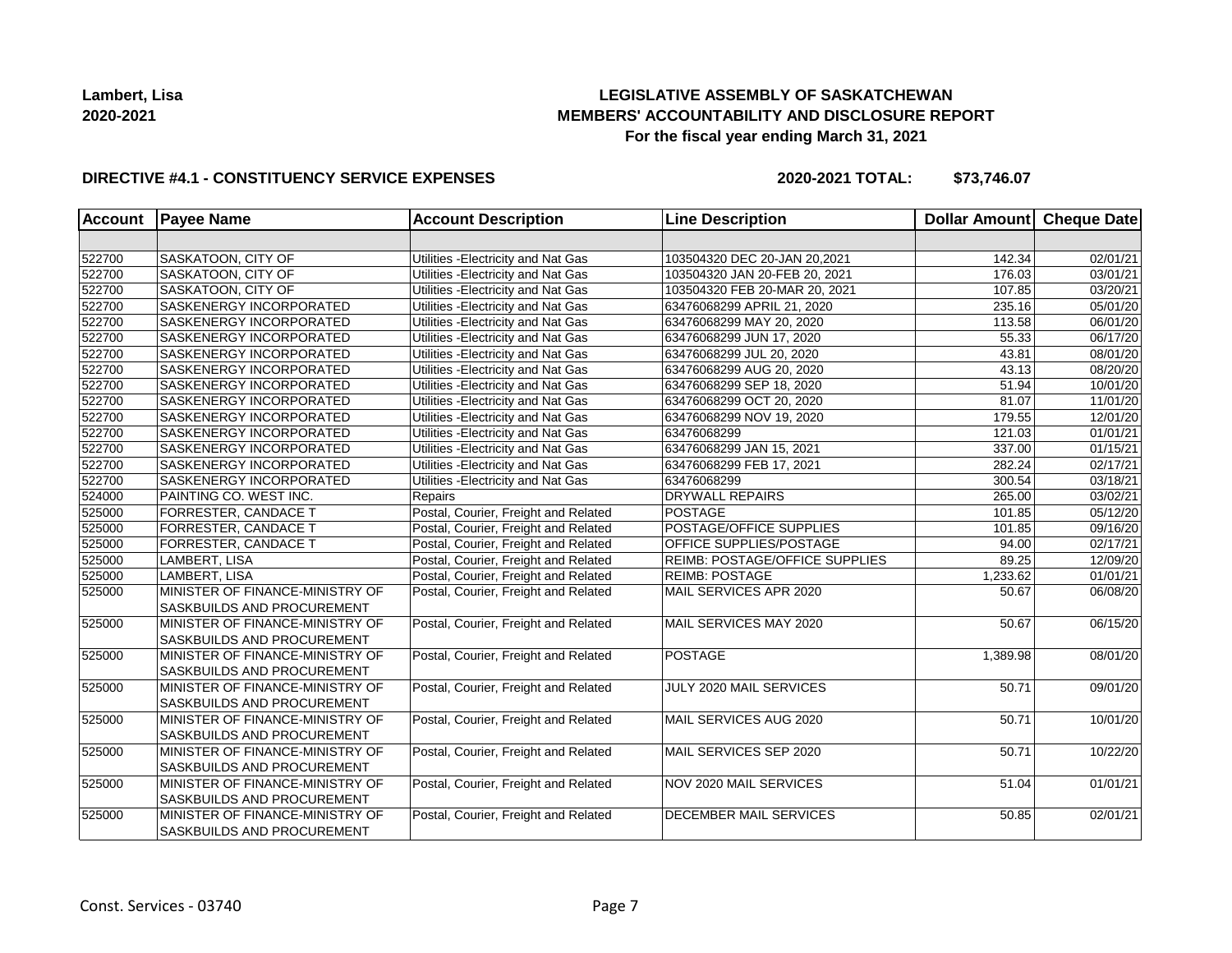**Lambert, Lisa**
**2020-2021**

# LEGISLATIVE ASSEMBLY OF SASKATCHEWAN
## MEMBERS' ACCOUNTABILITY AND DISCLOSURE REPORT
### For the fiscal year ending March 31, 2021

**DIRECTIVE #4.1 - CONSTITUENCY SERVICE EXPENSES** **2020-2021 TOTAL: $73,746.07**

| Account | Payee Name | Account Description | Line Description | Dollar Amount | Cheque Date |
|---|---|---|---|---|---|
| | | | | | |
| 522700 | SASKATOON, CITY OF | Utilities -Electricity and Nat Gas | 103504320 DEC 20-JAN 20,2021 | 142.34 | 02/01/21 |
| 522700 | SASKATOON, CITY OF | Utilities -Electricity and Nat Gas | 103504320 JAN 20-FEB 20, 2021 | 176.03 | 03/01/21 |
| 522700 | SASKATOON, CITY OF | Utilities -Electricity and Nat Gas | 103504320 FEB 20-MAR 20, 2021 | 107.85 | 03/20/21 |
| 522700 | SASKENERGY INCORPORATED | Utilities -Electricity and Nat Gas | 63476068299 APRIL 21, 2020 | 235.16 | 05/01/20 |
| 522700 | SASKENERGY INCORPORATED | Utilities -Electricity and Nat Gas | 63476068299 MAY 20, 2020 | 113.58 | 06/01/20 |
| 522700 | SASKENERGY INCORPORATED | Utilities -Electricity and Nat Gas | 63476068299 JUN 17, 2020 | 55.33 | 06/17/20 |
| 522700 | SASKENERGY INCORPORATED | Utilities -Electricity and Nat Gas | 63476068299 JUL 20, 2020 | 43.81 | 08/01/20 |
| 522700 | SASKENERGY INCORPORATED | Utilities -Electricity and Nat Gas | 63476068299 AUG 20, 2020 | 43.13 | 08/20/20 |
| 522700 | SASKENERGY INCORPORATED | Utilities -Electricity and Nat Gas | 63476068299 SEP 18, 2020 | 51.94 | 10/01/20 |
| 522700 | SASKENERGY INCORPORATED | Utilities -Electricity and Nat Gas | 63476068299 OCT 20, 2020 | 81.07 | 11/01/20 |
| 522700 | SASKENERGY INCORPORATED | Utilities -Electricity and Nat Gas | 63476068299 NOV 19, 2020 | 179.55 | 12/01/20 |
| 522700 | SASKENERGY INCORPORATED | Utilities -Electricity and Nat Gas | 63476068299 | 121.03 | 01/01/21 |
| 522700 | SASKENERGY INCORPORATED | Utilities -Electricity and Nat Gas | 63476068299 JAN 15, 2021 | 337.00 | 01/15/21 |
| 522700 | SASKENERGY INCORPORATED | Utilities -Electricity and Nat Gas | 63476068299 FEB 17, 2021 | 282.24 | 02/17/21 |
| 522700 | SASKENERGY INCORPORATED | Utilities -Electricity and Nat Gas | 63476068299 | 300.54 | 03/18/21 |
| 524000 | PAINTING CO. WEST INC. | Repairs | DRYWALL REPAIRS | 265.00 | 03/02/21 |
| 525000 | FORRESTER, CANDACE T | Postal, Courier, Freight and Related | POSTAGE | 101.85 | 05/12/20 |
| 525000 | FORRESTER, CANDACE T | Postal, Courier, Freight and Related | POSTAGE/OFFICE SUPPLIES | 101.85 | 09/16/20 |
| 525000 | FORRESTER, CANDACE T | Postal, Courier, Freight and Related | OFFICE SUPPLIES/POSTAGE | 94.00 | 02/17/21 |
| 525000 | LAMBERT, LISA | Postal, Courier, Freight and Related | REIMB: POSTAGE/OFFICE SUPPLIES | 89.25 | 12/09/20 |
| 525000 | LAMBERT, LISA | Postal, Courier, Freight and Related | REIMB: POSTAGE | 1,233.62 | 01/01/21 |
| 525000 | MINISTER OF FINANCE-MINISTRY OF SASKBUILDS AND PROCUREMENT | Postal, Courier, Freight and Related | MAIL SERVICES APR 2020 | 50.67 | 06/08/20 |
| 525000 | MINISTER OF FINANCE-MINISTRY OF SASKBUILDS AND PROCUREMENT | Postal, Courier, Freight and Related | MAIL SERVICES MAY 2020 | 50.67 | 06/15/20 |
| 525000 | MINISTER OF FINANCE-MINISTRY OF SASKBUILDS AND PROCUREMENT | Postal, Courier, Freight and Related | POSTAGE | 1,389.98 | 08/01/20 |
| 525000 | MINISTER OF FINANCE-MINISTRY OF SASKBUILDS AND PROCUREMENT | Postal, Courier, Freight and Related | JULY 2020 MAIL SERVICES | 50.71 | 09/01/20 |
| 525000 | MINISTER OF FINANCE-MINISTRY OF SASKBUILDS AND PROCUREMENT | Postal, Courier, Freight and Related | MAIL SERVICES AUG 2020 | 50.71 | 10/01/20 |
| 525000 | MINISTER OF FINANCE-MINISTRY OF SASKBUILDS AND PROCUREMENT | Postal, Courier, Freight and Related | MAIL SERVICES SEP 2020 | 50.71 | 10/22/20 |
| 525000 | MINISTER OF FINANCE-MINISTRY OF SASKBUILDS AND PROCUREMENT | Postal, Courier, Freight and Related | NOV 2020 MAIL SERVICES | 51.04 | 01/01/21 |
| 525000 | MINISTER OF FINANCE-MINISTRY OF SASKBUILDS AND PROCUREMENT | Postal, Courier, Freight and Related | DECEMBER MAIL SERVICES | 50.85 | 02/01/21 |

Const. Services - 03740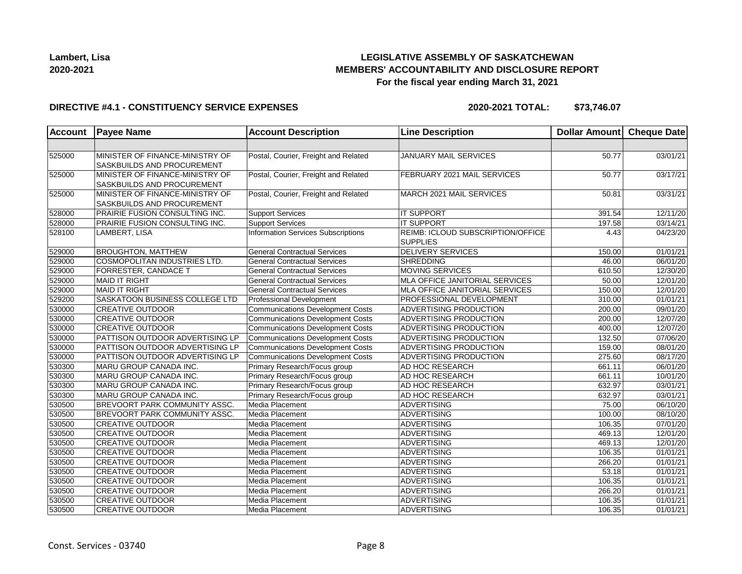**Lambert, Lisa**
**2020-2021**

**LEGISLATIVE ASSEMBLY OF SASKATCHEWAN**
**MEMBERS' ACCOUNTABILITY AND DISCLOSURE REPORT**
**For the fiscal year ending March 31, 2021**

**DIRECTIVE #4.1 - CONSTITUENCY SERVICE EXPENSES** **2020-2021 TOTAL: $73,746.07**

| Account | Payee Name | Account Description | Line Description | Dollar Amount | Cheque Date |
|---|---|---|---|---|---|
| | | | | | |
| 525000 | MINISTER OF FINANCE-MINISTRY OF SASKBUILDS AND PROCUREMENT | Postal, Courier, Freight and Related | JANUARY MAIL SERVICES | 50.77 | 03/01/21 |
| 525000 | MINISTER OF FINANCE-MINISTRY OF SASKBUILDS AND PROCUREMENT | Postal, Courier, Freight and Related | FEBRUARY 2021 MAIL SERVICES | 50.77 | 03/17/21 |
| 525000 | MINISTER OF FINANCE-MINISTRY OF SASKBUILDS AND PROCUREMENT | Postal, Courier, Freight and Related | MARCH 2021 MAIL SERVICES | 50.81 | 03/31/21 |
| 528000 | PRAIRIE FUSION CONSULTING INC. | Support Services | IT SUPPORT | 391.54 | 12/11/20 |
| 528000 | PRAIRIE FUSION CONSULTING INC. | Support Services | IT SUPPORT | 197.58 | 03/14/21 |
| 528100 | LAMBERT, LISA | Information Services Subscriptions | REIMB: ICLOUD SUBSCRIPTION/OFFICE SUPPLIES | 4.43 | 04/23/20 |
| 529000 | BROUGHTON, MATTHEW | General Contractual Services | DELIVERY SERVICES | 150.00 | 01/01/21 |
| 529000 | COSMOPOLITAN INDUSTRIES LTD. | General Contractual Services | SHREDDING | 46.00 | 06/01/20 |
| 529000 | FORRESTER, CANDACE T | General Contractual Services | MOVING SERVICES | 610.50 | 12/30/20 |
| 529000 | MAID IT RIGHT | General Contractual Services | MLA OFFICE JANITORIAL SERVICES | 50.00 | 12/01/20 |
| 529000 | MAID IT RIGHT | General Contractual Services | MLA OFFICE JANITORIAL SERVICES | 150.00 | 12/01/20 |
| 529200 | SASKATOON BUSINESS COLLEGE LTD | Professional Development | PROFESSIONAL DEVELOPMENT | 310.00 | 01/01/21 |
| 530000 | CREATIVE OUTDOOR | Communications Development Costs | ADVERTISING PRODUCTION | 200.00 | 09/01/20 |
| 530000 | CREATIVE OUTDOOR | Communications Development Costs | ADVERTISING PRODUCTION | 200.00 | 12/07/20 |
| 530000 | CREATIVE OUTDOOR | Communications Development Costs | ADVERTISING PRODUCTION | 400.00 | 12/07/20 |
| 530000 | PATTISON OUTDOOR ADVERTISING LP | Communications Development Costs | ADVERTISING PRODUCTION | 132.50 | 07/06/20 |
| 530000 | PATTISON OUTDOOR ADVERTISING LP | Communications Development Costs | ADVERTISING PRODUCTION | 159.00 | 08/01/20 |
| 530000 | PATTISON OUTDOOR ADVERTISING LP | Communications Development Costs | ADVERTISING PRODUCTION | 275.60 | 08/17/20 |
| 530300 | MARU GROUP CANADA INC. | Primary Research/Focus group | AD HOC RESEARCH | 661.11 | 06/01/20 |
| 530300 | MARU GROUP CANADA INC. | Primary Research/Focus group | AD HOC RESEARCH | 661.11 | 10/01/20 |
| 530300 | MARU GROUP CANADA INC. | Primary Research/Focus group | AD HOC RESEARCH | 632.97 | 03/01/21 |
| 530300 | MARU GROUP CANADA INC. | Primary Research/Focus group | AD HOC RESEARCH | 632.97 | 03/01/21 |
| 530500 | BREVOORT PARK COMMUNITY ASSC. | Media Placement | ADVERTISING | 75.00 | 06/10/20 |
| 530500 | BREVOORT PARK COMMUNITY ASSC. | Media Placement | ADVERTISING | 100.00 | 08/10/20 |
| 530500 | CREATIVE OUTDOOR | Media Placement | ADVERTISING | 106.35 | 07/01/20 |
| 530500 | CREATIVE OUTDOOR | Media Placement | ADVERTISING | 469.13 | 12/01/20 |
| 530500 | CREATIVE OUTDOOR | Media Placement | ADVERTISING | 469.13 | 12/01/20 |
| 530500 | CREATIVE OUTDOOR | Media Placement | ADVERTISING | 106.35 | 01/01/21 |
| 530500 | CREATIVE OUTDOOR | Media Placement | ADVERTISING | 266.20 | 01/01/21 |
| 530500 | CREATIVE OUTDOOR | Media Placement | ADVERTISING | 53.18 | 01/01/21 |
| 530500 | CREATIVE OUTDOOR | Media Placement | ADVERTISING | 106.35 | 01/01/21 |
| 530500 | CREATIVE OUTDOOR | Media Placement | ADVERTISING | 266.20 | 01/01/21 |
| 530500 | CREATIVE OUTDOOR | Media Placement | ADVERTISING | 106.35 | 01/01/21 |
| 530500 | CREATIVE OUTDOOR | Media Placement | ADVERTISING | 106.35 | 01/01/21 |

Const. Services - 03740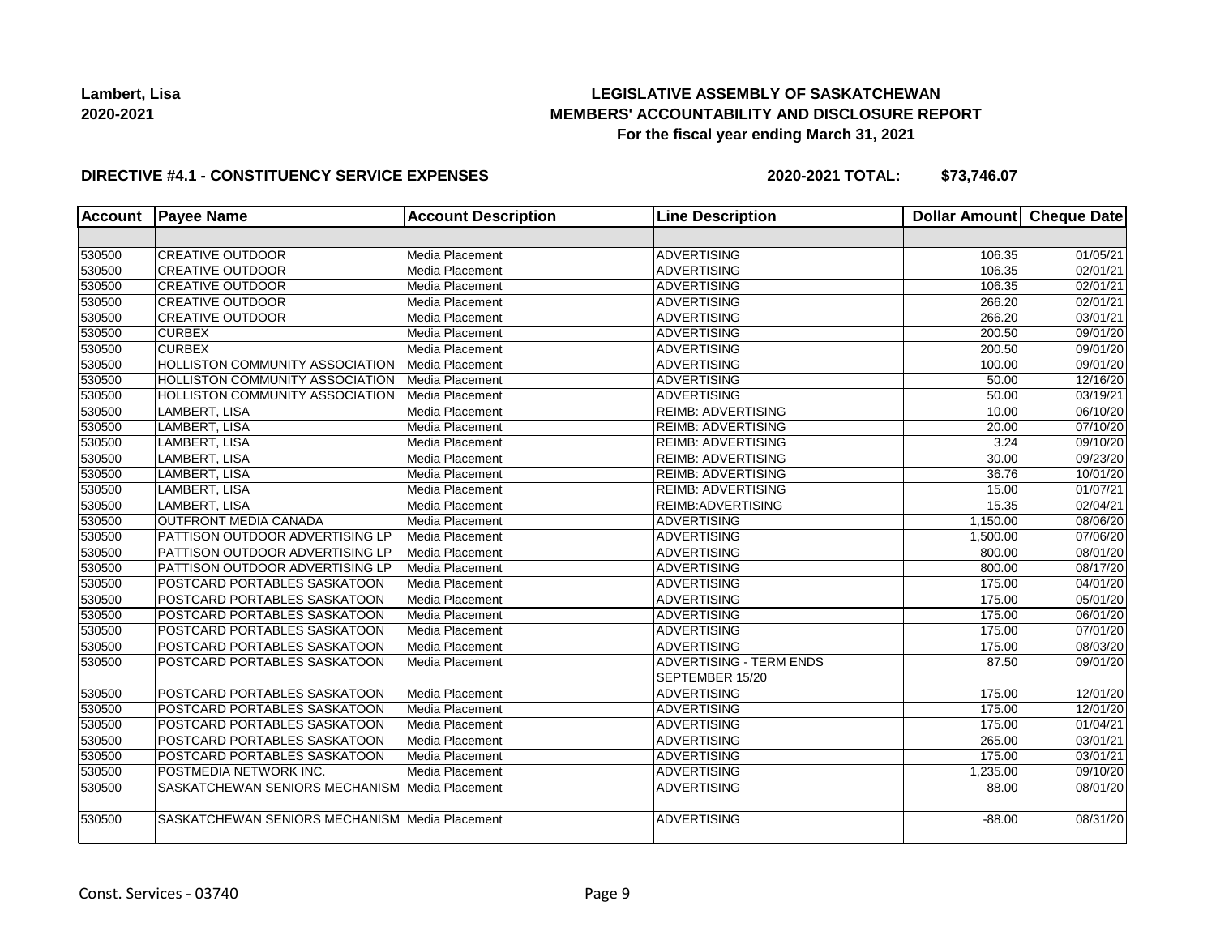Lambert, Lisa
2020-2021

**LEGISLATIVE ASSEMBLY OF SASKATCHEWAN**
**MEMBERS' ACCOUNTABILITY AND DISCLOSURE REPORT**
**For the fiscal year ending March 31, 2021**

**DIRECTIVE #4.1 - CONSTITUENCY SERVICE EXPENSES** **2020-2021 TOTAL: $73,746.07**

| Account | Payee Name | Account Description | Line Description | Dollar Amount | Cheque Date |
|---|---|---|---|---|---|
| | | | | | |
| 530500 | CREATIVE OUTDOOR | Media Placement | ADVERTISING | 106.35 | 01/05/21 |
| 530500 | CREATIVE OUTDOOR | Media Placement | ADVERTISING | 106.35 | 02/01/21 |
| 530500 | CREATIVE OUTDOOR | Media Placement | ADVERTISING | 106.35 | 02/01/21 |
| 530500 | CREATIVE OUTDOOR | Media Placement | ADVERTISING | 266.20 | 02/01/21 |
| 530500 | CREATIVE OUTDOOR | Media Placement | ADVERTISING | 266.20 | 03/01/21 |
| 530500 | CURBEX | Media Placement | ADVERTISING | 200.50 | 09/01/20 |
| 530500 | CURBEX | Media Placement | ADVERTISING | 200.50 | 09/01/20 |
| 530500 | HOLLISTON COMMUNITY ASSOCIATION | Media Placement | ADVERTISING | 100.00 | 09/01/20 |
| 530500 | HOLLISTON COMMUNITY ASSOCIATION | Media Placement | ADVERTISING | 50.00 | 12/16/20 |
| 530500 | HOLLISTON COMMUNITY ASSOCIATION | Media Placement | ADVERTISING | 50.00 | 03/19/21 |
| 530500 | LAMBERT, LISA | Media Placement | REIMB: ADVERTISING | 10.00 | 06/10/20 |
| 530500 | LAMBERT, LISA | Media Placement | REIMB: ADVERTISING | 20.00 | 07/10/20 |
| 530500 | LAMBERT, LISA | Media Placement | REIMB: ADVERTISING | 3.24 | 09/10/20 |
| 530500 | LAMBERT, LISA | Media Placement | REIMB: ADVERTISING | 30.00 | 09/23/20 |
| 530500 | LAMBERT, LISA | Media Placement | REIMB: ADVERTISING | 36.76 | 10/01/20 |
| 530500 | LAMBERT, LISA | Media Placement | REIMB: ADVERTISING | 15.00 | 01/07/21 |
| 530500 | LAMBERT, LISA | Media Placement | REIMB:ADVERTISING | 15.35 | 02/04/21 |
| 530500 | OUTFRONT MEDIA CANADA | Media Placement | ADVERTISING | 1,150.00 | 08/06/20 |
| 530500 | PATTISON OUTDOOR ADVERTISING LP | Media Placement | ADVERTISING | 1,500.00 | 07/06/20 |
| 530500 | PATTISON OUTDOOR ADVERTISING LP | Media Placement | ADVERTISING | 800.00 | 08/01/20 |
| 530500 | PATTISON OUTDOOR ADVERTISING LP | Media Placement | ADVERTISING | 800.00 | 08/17/20 |
| 530500 | POSTCARD PORTABLES SASKATOON | Media Placement | ADVERTISING | 175.00 | 04/01/20 |
| 530500 | POSTCARD PORTABLES SASKATOON | Media Placement | ADVERTISING | 175.00 | 05/01/20 |
| 530500 | POSTCARD PORTABLES SASKATOON | Media Placement | ADVERTISING | 175.00 | 06/01/20 |
| 530500 | POSTCARD PORTABLES SASKATOON | Media Placement | ADVERTISING | 175.00 | 07/01/20 |
| 530500 | POSTCARD PORTABLES SASKATOON | Media Placement | ADVERTISING | 175.00 | 08/03/20 |
| 530500 | POSTCARD PORTABLES SASKATOON | Media Placement | ADVERTISING - TERM ENDS SEPTEMBER 15/20 | 87.50 | 09/01/20 |
| 530500 | POSTCARD PORTABLES SASKATOON | Media Placement | ADVERTISING | 175.00 | 12/01/20 |
| 530500 | POSTCARD PORTABLES SASKATOON | Media Placement | ADVERTISING | 175.00 | 12/01/20 |
| 530500 | POSTCARD PORTABLES SASKATOON | Media Placement | ADVERTISING | 175.00 | 01/04/21 |
| 530500 | POSTCARD PORTABLES SASKATOON | Media Placement | ADVERTISING | 265.00 | 03/01/21 |
| 530500 | POSTCARD PORTABLES SASKATOON | Media Placement | ADVERTISING | 175.00 | 03/01/21 |
| 530500 | POSTMEDIA NETWORK INC. | Media Placement | ADVERTISING | 1,235.00 | 09/10/20 |
| 530500 | SASKATCHEWAN SENIORS MECHANISM | Media Placement | ADVERTISING | 88.00 | 08/01/20 |
| 530500 | SASKATCHEWAN SENIORS MECHANISM | Media Placement | ADVERTISING | -88.00 | 08/31/20 |

Const. Services - 03740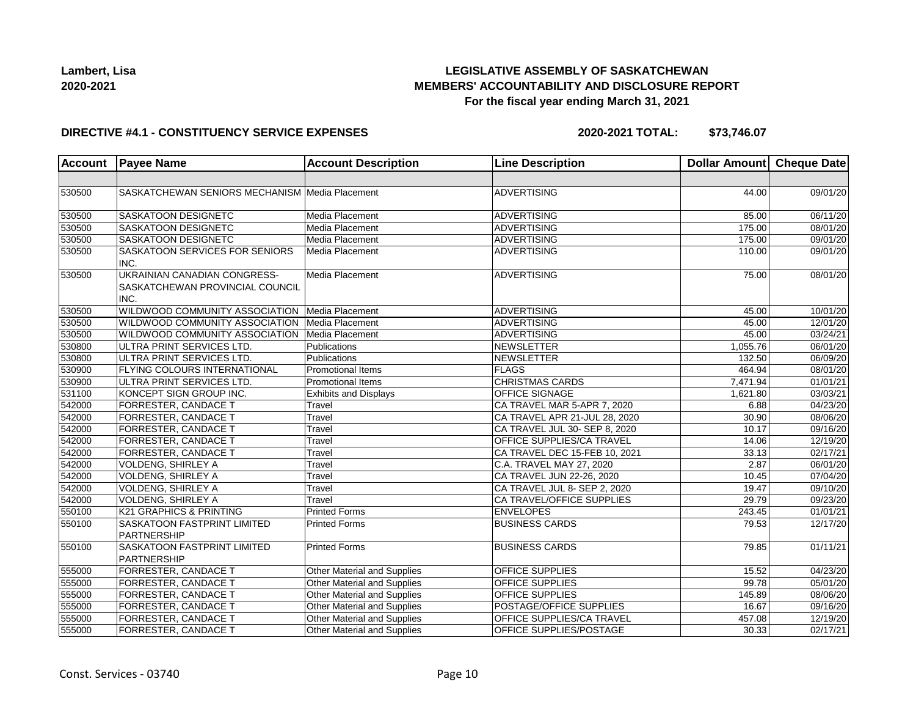Lambert, Lisa
2020-2021

**LEGISLATIVE ASSEMBLY OF SASKATCHEWAN**
**MEMBERS' ACCOUNTABILITY AND DISCLOSURE REPORT**
**For the fiscal year ending March 31, 2021**

**DIRECTIVE #4.1 - CONSTITUENCY SERVICE EXPENSES** **2020-2021 TOTAL: $73,746.07**

| Account | Payee Name | Account Description | Line Description | Dollar Amount | Cheque Date |
|---|---|---|---|---|---|
| | | | | | |
| 530500 | SASKATCHEWAN SENIORS MECHANISM | Media Placement | ADVERTISING | 44.00 | 09/01/20 |
| 530500 | SASKATOON DESIGNETC | Media Placement | ADVERTISING | 85.00 | 06/11/20 |
| 530500 | SASKATOON DESIGNETC | Media Placement | ADVERTISING | 175.00 | 08/01/20 |
| 530500 | SASKATOON DESIGNETC | Media Placement | ADVERTISING | 175.00 | 09/01/20 |
| 530500 | SASKATOON SERVICES FOR SENIORS INC. | Media Placement | ADVERTISING | 110.00 | 09/01/20 |
| 530500 | UKRAINIAN CANADIAN CONGRESS-SASKATCHEWAN PROVINCIAL COUNCIL INC. | Media Placement | ADVERTISING | 75.00 | 08/01/20 |
| 530500 | WILDWOOD COMMUNITY ASSOCIATION | Media Placement | ADVERTISING | 45.00 | 10/01/20 |
| 530500 | WILDWOOD COMMUNITY ASSOCIATION | Media Placement | ADVERTISING | 45.00 | 12/01/20 |
| 530500 | WILDWOOD COMMUNITY ASSOCIATION | Media Placement | ADVERTISING | 45.00 | 03/24/21 |
| 530800 | ULTRA PRINT SERVICES LTD. | Publications | NEWSLETTER | 1,055.76 | 06/01/20 |
| 530800 | ULTRA PRINT SERVICES LTD. | Publications | NEWSLETTER | 132.50 | 06/09/20 |
| 530900 | FLYING COLOURS INTERNATIONAL | Promotional Items | FLAGS | 464.94 | 08/01/20 |
| 530900 | ULTRA PRINT SERVICES LTD. | Promotional Items | CHRISTMAS CARDS | 7,471.94 | 01/01/21 |
| 531100 | KONCEPT SIGN GROUP INC. | Exhibits and Displays | OFFICE SIGNAGE | 1,621.80 | 03/03/21 |
| 542000 | FORRESTER, CANDACE T | Travel | CA TRAVEL MAR 5-APR 7, 2020 | 6.88 | 04/23/20 |
| 542000 | FORRESTER, CANDACE T | Travel | CA TRAVEL APR 21-JUL 28, 2020 | 30.90 | 08/06/20 |
| 542000 | FORRESTER, CANDACE T | Travel | CA TRAVEL JUL 30- SEP 8, 2020 | 10.17 | 09/16/20 |
| 542000 | FORRESTER, CANDACE T | Travel | OFFICE SUPPLIES/CA TRAVEL | 14.06 | 12/19/20 |
| 542000 | FORRESTER, CANDACE T | Travel | CA TRAVEL DEC 15-FEB 10, 2021 | 33.13 | 02/17/21 |
| 542000 | VOLDENG, SHIRLEY A | Travel | C.A. TRAVEL MAY 27, 2020 | 2.87 | 06/01/20 |
| 542000 | VOLDENG, SHIRLEY A | Travel | CA TRAVEL JUN 22-26, 2020 | 10.45 | 07/04/20 |
| 542000 | VOLDENG, SHIRLEY A | Travel | CA TRAVEL JUL 8- SEP 2, 2020 | 19.47 | 09/10/20 |
| 542000 | VOLDENG, SHIRLEY A | Travel | CA TRAVEL/OFFICE SUPPLIES | 29.79 | 09/23/20 |
| 550100 | K21 GRAPHICS & PRINTING | Printed Forms | ENVELOPES | 243.45 | 01/01/21 |
| 550100 | SASKATOON FASTPRINT LIMITED PARTNERSHIP | Printed Forms | BUSINESS CARDS | 79.53 | 12/17/20 |
| 550100 | SASKATOON FASTPRINT LIMITED PARTNERSHIP | Printed Forms | BUSINESS CARDS | 79.85 | 01/11/21 |
| 555000 | FORRESTER, CANDACE T | Other Material and Supplies | OFFICE SUPPLIES | 15.52 | 04/23/20 |
| 555000 | FORRESTER, CANDACE T | Other Material and Supplies | OFFICE SUPPLIES | 99.78 | 05/01/20 |
| 555000 | FORRESTER, CANDACE T | Other Material and Supplies | OFFICE SUPPLIES | 145.89 | 08/06/20 |
| 555000 | FORRESTER, CANDACE T | Other Material and Supplies | POSTAGE/OFFICE SUPPLIES | 16.67 | 09/16/20 |
| 555000 | FORRESTER, CANDACE T | Other Material and Supplies | OFFICE SUPPLIES/CA TRAVEL | 457.08 | 12/19/20 |
| 555000 | FORRESTER, CANDACE T | Other Material and Supplies | OFFICE SUPPLIES/POSTAGE | 30.33 | 02/17/21 |

Const. Services - 03740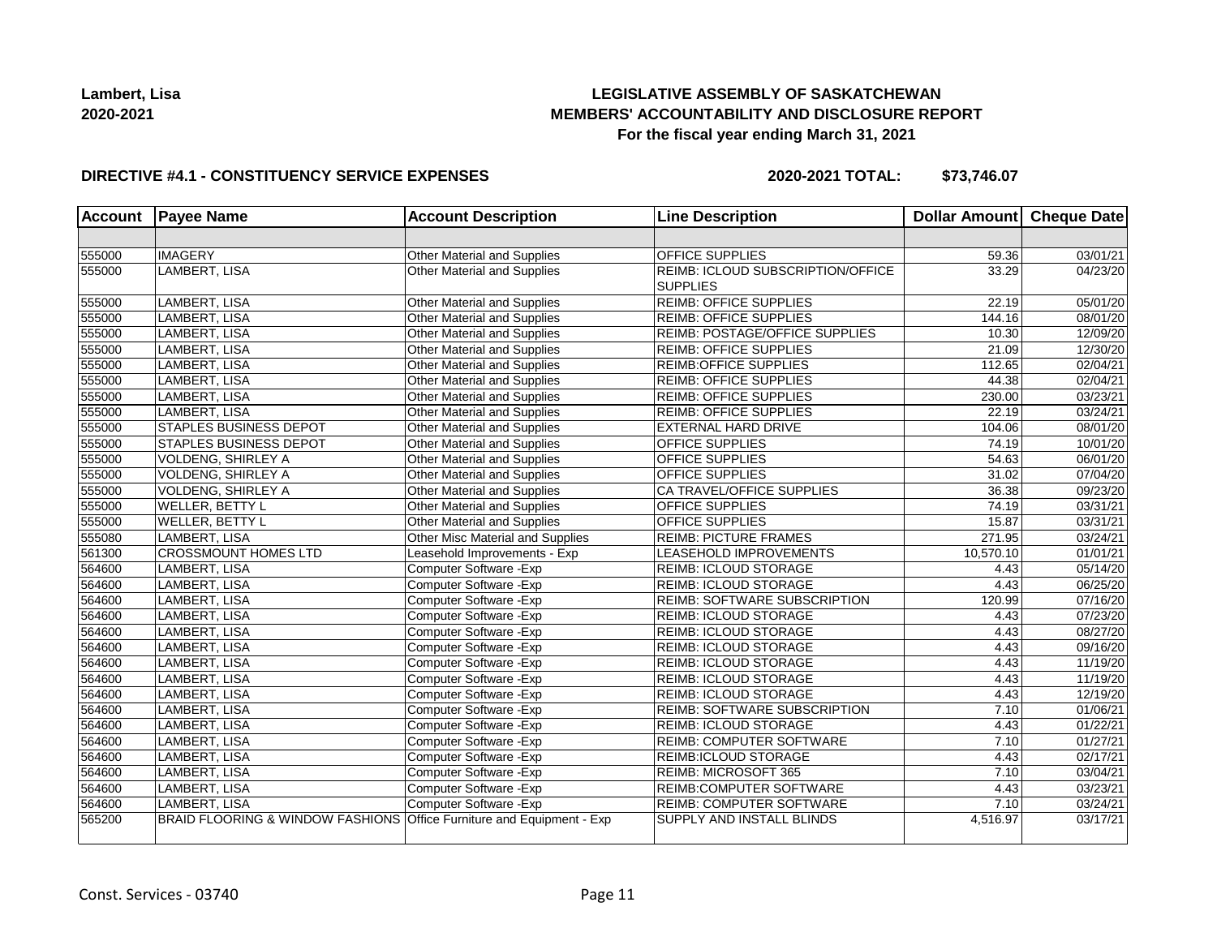**Lambert, Lisa**
**2020-2021**

**LEGISLATIVE ASSEMBLY OF SASKATCHEWAN**
**MEMBERS' ACCOUNTABILITY AND DISCLOSURE REPORT**
**For the fiscal year ending March 31, 2021**

**DIRECTIVE #4.1 - CONSTITUENCY SERVICE EXPENSES** **2020-2021 TOTAL: $73,746.07**

| Account | Payee Name | Account Description | Line Description | Dollar Amount | Cheque Date |
|---|---|---|---|---|---|
| | | | | | |
| 555000 | IMAGERY | Other Material and Supplies | OFFICE SUPPLIES | 59.36 | 03/01/21 |
| 555000 | LAMBERT, LISA | Other Material and Supplies | REIMB: ICLOUD SUBSCRIPTION/OFFICE SUPPLIES | 33.29 | 04/23/20 |
| 555000 | LAMBERT, LISA | Other Material and Supplies | REIMB: OFFICE SUPPLIES | 22.19 | 05/01/20 |
| 555000 | LAMBERT, LISA | Other Material and Supplies | REIMB: OFFICE SUPPLIES | 144.16 | 08/01/20 |
| 555000 | LAMBERT, LISA | Other Material and Supplies | REIMB: POSTAGE/OFFICE SUPPLIES | 10.30 | 12/09/20 |
| 555000 | LAMBERT, LISA | Other Material and Supplies | REIMB: OFFICE SUPPLIES | 21.09 | 12/30/20 |
| 555000 | LAMBERT, LISA | Other Material and Supplies | REIMB:OFFICE SUPPLIES | 112.65 | 02/04/21 |
| 555000 | LAMBERT, LISA | Other Material and Supplies | REIMB: OFFICE SUPPLIES | 44.38 | 02/04/21 |
| 555000 | LAMBERT, LISA | Other Material and Supplies | REIMB: OFFICE SUPPLIES | 230.00 | 03/23/21 |
| 555000 | LAMBERT, LISA | Other Material and Supplies | REIMB: OFFICE SUPPLIES | 22.19 | 03/24/21 |
| 555000 | STAPLES BUSINESS DEPOT | Other Material and Supplies | EXTERNAL HARD DRIVE | 104.06 | 08/01/20 |
| 555000 | STAPLES BUSINESS DEPOT | Other Material and Supplies | OFFICE SUPPLIES | 74.19 | 10/01/20 |
| 555000 | VOLDENG, SHIRLEY A | Other Material and Supplies | OFFICE SUPPLIES | 54.63 | 06/01/20 |
| 555000 | VOLDENG, SHIRLEY A | Other Material and Supplies | OFFICE SUPPLIES | 31.02 | 07/04/20 |
| 555000 | VOLDENG, SHIRLEY A | Other Material and Supplies | CA TRAVEL/OFFICE SUPPLIES | 36.38 | 09/23/20 |
| 555000 | WELLER, BETTY L | Other Material and Supplies | OFFICE SUPPLIES | 74.19 | 03/31/21 |
| 555000 | WELLER, BETTY L | Other Material and Supplies | OFFICE SUPPLIES | 15.87 | 03/31/21 |
| 555080 | LAMBERT, LISA | Other Misc Material and Supplies | REIMB: PICTURE FRAMES | 271.95 | 03/24/21 |
| 561300 | CROSSMOUNT HOMES LTD | Leasehold Improvements - Exp | LEASEHOLD IMPROVEMENTS | 10,570.10 | 01/01/21 |
| 564600 | LAMBERT, LISA | Computer Software -Exp | REIMB: ICLOUD STORAGE | 4.43 | 05/14/20 |
| 564600 | LAMBERT, LISA | Computer Software -Exp | REIMB: ICLOUD STORAGE | 4.43 | 06/25/20 |
| 564600 | LAMBERT, LISA | Computer Software -Exp | REIMB: SOFTWARE SUBSCRIPTION | 120.99 | 07/16/20 |
| 564600 | LAMBERT, LISA | Computer Software -Exp | REIMB: ICLOUD STORAGE | 4.43 | 07/23/20 |
| 564600 | LAMBERT, LISA | Computer Software -Exp | REIMB: ICLOUD STORAGE | 4.43 | 08/27/20 |
| 564600 | LAMBERT, LISA | Computer Software -Exp | REIMB: ICLOUD STORAGE | 4.43 | 09/16/20 |
| 564600 | LAMBERT, LISA | Computer Software -Exp | REIMB: ICLOUD STORAGE | 4.43 | 11/19/20 |
| 564600 | LAMBERT, LISA | Computer Software -Exp | REIMB: ICLOUD STORAGE | 4.43 | 11/19/20 |
| 564600 | LAMBERT, LISA | Computer Software -Exp | REIMB: ICLOUD STORAGE | 4.43 | 12/19/20 |
| 564600 | LAMBERT, LISA | Computer Software -Exp | REIMB: SOFTWARE SUBSCRIPTION | 7.10 | 01/06/21 |
| 564600 | LAMBERT, LISA | Computer Software -Exp | REIMB: ICLOUD STORAGE | 4.43 | 01/22/21 |
| 564600 | LAMBERT, LISA | Computer Software -Exp | REIMB: COMPUTER SOFTWARE | 7.10 | 01/27/21 |
| 564600 | LAMBERT, LISA | Computer Software -Exp | REIMB:ICLOUD STORAGE | 4.43 | 02/17/21 |
| 564600 | LAMBERT, LISA | Computer Software -Exp | REIMB: MICROSOFT 365 | 7.10 | 03/04/21 |
| 564600 | LAMBERT, LISA | Computer Software -Exp | REIMB:COMPUTER SOFTWARE | 4.43 | 03/23/21 |
| 564600 | LAMBERT, LISA | Computer Software -Exp | REIMB: COMPUTER SOFTWARE | 7.10 | 03/24/21 |
| 565200 | BRAID FLOORING & WINDOW FASHIONS | Office Furniture and Equipment - Exp | SUPPLY AND INSTALL BLINDS | 4,516.97 | 03/17/21 |

Const. Services - 03740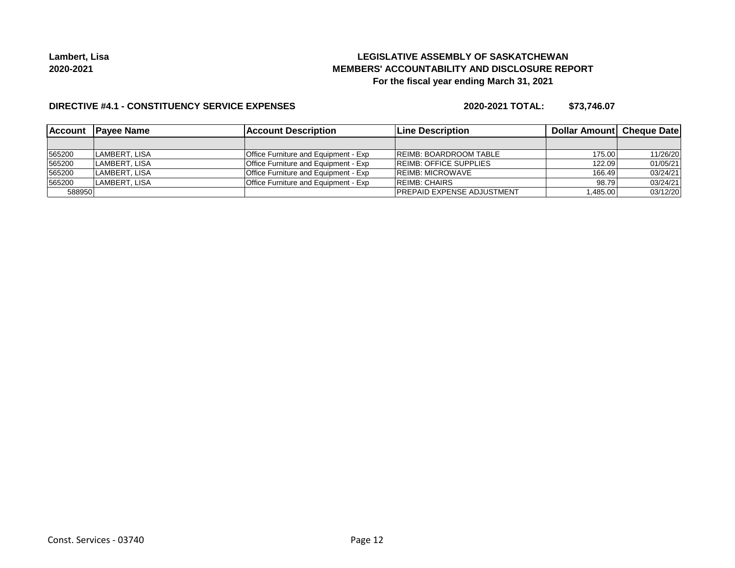**Lambert, Lisa**
**2020-2021**

**LEGISLATIVE ASSEMBLY OF SASKATCHEWAN**
**MEMBERS' ACCOUNTABILITY AND DISCLOSURE REPORT**
**For the fiscal year ending March 31, 2021**

**DIRECTIVE #4.1 - CONSTITUENCY SERVICE EXPENSES** **2020-2021 TOTAL: $73,746.07**

| Account | Payee Name | Account Description | Line Description | Dollar Amount | Cheque Date |
|---|---|---|---|---|---|
| | | | | | |
| 565200 | LAMBERT, LISA | Office Furniture and Equipment - Exp | REIMB: BOARDROOM TABLE | 175.00 | 11/26/20 |
| 565200 | LAMBERT, LISA | Office Furniture and Equipment - Exp | REIMB: OFFICE SUPPLIES | 122.09 | 01/05/21 |
| 565200 | LAMBERT, LISA | Office Furniture and Equipment - Exp | REIMB: MICROWAVE | 166.49 | 03/24/21 |
| 565200 | LAMBERT, LISA | Office Furniture and Equipment - Exp | REIMB: CHAIRS | 98.79 | 03/24/21 |
| 588950 | | | PREPAID EXPENSE ADJUSTMENT | 1,485.00 | 03/12/20 |

Const. Services - 03740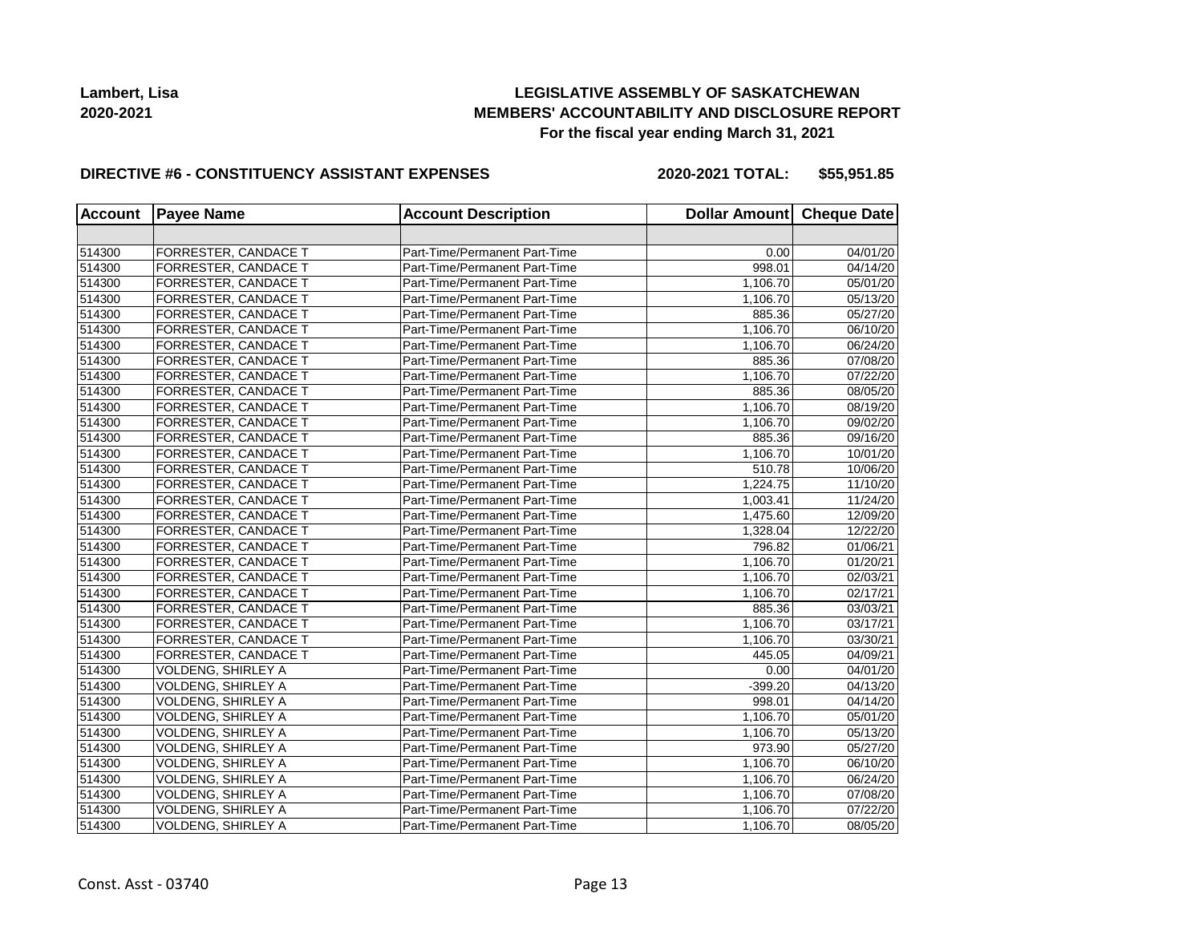**Lambert, Lisa**
**2020-2021**

**LEGISLATIVE ASSEMBLY OF SASKATCHEWAN**
**MEMBERS' ACCOUNTABILITY AND DISCLOSURE REPORT**
**For the fiscal year ending March 31, 2021**

**DIRECTIVE #6 - CONSTITUENCY ASSISTANT EXPENSES** **2020-2021 TOTAL: $55,951.85**

| Account | Payee Name | Account Description | Dollar Amount | Cheque Date |
|---|---|---|---|---|
| | | | | |
| 514300 | FORRESTER, CANDACE T | Part-Time/Permanent Part-Time | 0.00 | 04/01/20 |
| 514300 | FORRESTER, CANDACE T | Part-Time/Permanent Part-Time | 998.01 | 04/14/20 |
| 514300 | FORRESTER, CANDACE T | Part-Time/Permanent Part-Time | 1,106.70 | 05/01/20 |
| 514300 | FORRESTER, CANDACE T | Part-Time/Permanent Part-Time | 1,106.70 | 05/13/20 |
| 514300 | FORRESTER, CANDACE T | Part-Time/Permanent Part-Time | 885.36 | 05/27/20 |
| 514300 | FORRESTER, CANDACE T | Part-Time/Permanent Part-Time | 1,106.70 | 06/10/20 |
| 514300 | FORRESTER, CANDACE T | Part-Time/Permanent Part-Time | 1,106.70 | 06/24/20 |
| 514300 | FORRESTER, CANDACE T | Part-Time/Permanent Part-Time | 885.36 | 07/08/20 |
| 514300 | FORRESTER, CANDACE T | Part-Time/Permanent Part-Time | 1,106.70 | 07/22/20 |
| 514300 | FORRESTER, CANDACE T | Part-Time/Permanent Part-Time | 885.36 | 08/05/20 |
| 514300 | FORRESTER, CANDACE T | Part-Time/Permanent Part-Time | 1,106.70 | 08/19/20 |
| 514300 | FORRESTER, CANDACE T | Part-Time/Permanent Part-Time | 1,106.70 | 09/02/20 |
| 514300 | FORRESTER, CANDACE T | Part-Time/Permanent Part-Time | 885.36 | 09/16/20 |
| 514300 | FORRESTER, CANDACE T | Part-Time/Permanent Part-Time | 1,106.70 | 10/01/20 |
| 514300 | FORRESTER, CANDACE T | Part-Time/Permanent Part-Time | 510.78 | 10/06/20 |
| 514300 | FORRESTER, CANDACE T | Part-Time/Permanent Part-Time | 1,224.75 | 11/10/20 |
| 514300 | FORRESTER, CANDACE T | Part-Time/Permanent Part-Time | 1,003.41 | 11/24/20 |
| 514300 | FORRESTER, CANDACE T | Part-Time/Permanent Part-Time | 1,475.60 | 12/09/20 |
| 514300 | FORRESTER, CANDACE T | Part-Time/Permanent Part-Time | 1,328.04 | 12/22/20 |
| 514300 | FORRESTER, CANDACE T | Part-Time/Permanent Part-Time | 796.82 | 01/06/21 |
| 514300 | FORRESTER, CANDACE T | Part-Time/Permanent Part-Time | 1,106.70 | 01/20/21 |
| 514300 | FORRESTER, CANDACE T | Part-Time/Permanent Part-Time | 1,106.70 | 02/03/21 |
| 514300 | FORRESTER, CANDACE T | Part-Time/Permanent Part-Time | 1,106.70 | 02/17/21 |
| 514300 | FORRESTER, CANDACE T | Part-Time/Permanent Part-Time | 885.36 | 03/03/21 |
| 514300 | FORRESTER, CANDACE T | Part-Time/Permanent Part-Time | 1,106.70 | 03/17/21 |
| 514300 | FORRESTER, CANDACE T | Part-Time/Permanent Part-Time | 1,106.70 | 03/30/21 |
| 514300 | FORRESTER, CANDACE T | Part-Time/Permanent Part-Time | 445.05 | 04/09/21 |
| 514300 | VOLDENG, SHIRLEY A | Part-Time/Permanent Part-Time | 0.00 | 04/01/20 |
| 514300 | VOLDENG, SHIRLEY A | Part-Time/Permanent Part-Time | -399.20 | 04/13/20 |
| 514300 | VOLDENG, SHIRLEY A | Part-Time/Permanent Part-Time | 998.01 | 04/14/20 |
| 514300 | VOLDENG, SHIRLEY A | Part-Time/Permanent Part-Time | 1,106.70 | 05/01/20 |
| 514300 | VOLDENG, SHIRLEY A | Part-Time/Permanent Part-Time | 1,106.70 | 05/13/20 |
| 514300 | VOLDENG, SHIRLEY A | Part-Time/Permanent Part-Time | 973.90 | 05/27/20 |
| 514300 | VOLDENG, SHIRLEY A | Part-Time/Permanent Part-Time | 1,106.70 | 06/10/20 |
| 514300 | VOLDENG, SHIRLEY A | Part-Time/Permanent Part-Time | 1,106.70 | 06/24/20 |
| 514300 | VOLDENG, SHIRLEY A | Part-Time/Permanent Part-Time | 1,106.70 | 07/08/20 |
| 514300 | VOLDENG, SHIRLEY A | Part-Time/Permanent Part-Time | 1,106.70 | 07/22/20 |
| 514300 | VOLDENG, SHIRLEY A | Part-Time/Permanent Part-Time | 1,106.70 | 08/05/20 |

Const. Asst - 03740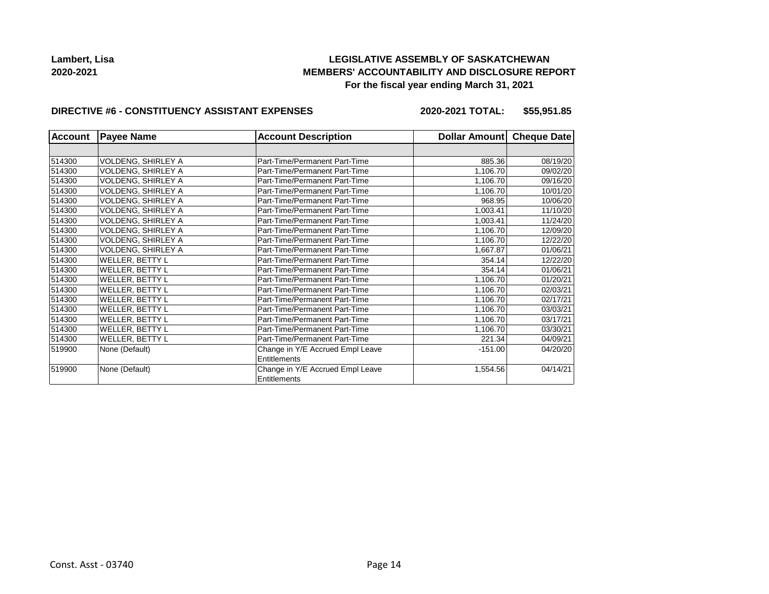**Lambert, Lisa**
**2020-2021**

**LEGISLATIVE ASSEMBLY OF SASKATCHEWAN**
**MEMBERS' ACCOUNTABILITY AND DISCLOSURE REPORT**
**For the fiscal year ending March 31, 2021**

**DIRECTIVE #6 - CONSTITUENCY ASSISTANT EXPENSES** **2020-2021 TOTAL: $55,951.85**

| Account | Payee Name | Account Description | Dollar Amount | Cheque Date |
|---|---|---|---|---|
| | | | | |
| 514300 | VOLDENG, SHIRLEY A | Part-Time/Permanent Part-Time | 885.36 | 08/19/20 |
| 514300 | VOLDENG, SHIRLEY A | Part-Time/Permanent Part-Time | 1,106.70 | 09/02/20 |
| 514300 | VOLDENG, SHIRLEY A | Part-Time/Permanent Part-Time | 1,106.70 | 09/16/20 |
| 514300 | VOLDENG, SHIRLEY A | Part-Time/Permanent Part-Time | 1,106.70 | 10/01/20 |
| 514300 | VOLDENG, SHIRLEY A | Part-Time/Permanent Part-Time | 968.95 | 10/06/20 |
| 514300 | VOLDENG, SHIRLEY A | Part-Time/Permanent Part-Time | 1,003.41 | 11/10/20 |
| 514300 | VOLDENG, SHIRLEY A | Part-Time/Permanent Part-Time | 1,003.41 | 11/24/20 |
| 514300 | VOLDENG, SHIRLEY A | Part-Time/Permanent Part-Time | 1,106.70 | 12/09/20 |
| 514300 | VOLDENG, SHIRLEY A | Part-Time/Permanent Part-Time | 1,106.70 | 12/22/20 |
| 514300 | VOLDENG, SHIRLEY A | Part-Time/Permanent Part-Time | 1,667.87 | 01/06/21 |
| 514300 | WELLER, BETTY L | Part-Time/Permanent Part-Time | 354.14 | 12/22/20 |
| 514300 | WELLER, BETTY L | Part-Time/Permanent Part-Time | 354.14 | 01/06/21 |
| 514300 | WELLER, BETTY L | Part-Time/Permanent Part-Time | 1,106.70 | 01/20/21 |
| 514300 | WELLER, BETTY L | Part-Time/Permanent Part-Time | 1,106.70 | 02/03/21 |
| 514300 | WELLER, BETTY L | Part-Time/Permanent Part-Time | 1,106.70 | 02/17/21 |
| 514300 | WELLER, BETTY L | Part-Time/Permanent Part-Time | 1,106.70 | 03/03/21 |
| 514300 | WELLER, BETTY L | Part-Time/Permanent Part-Time | 1,106.70 | 03/17/21 |
| 514300 | WELLER, BETTY L | Part-Time/Permanent Part-Time | 1,106.70 | 03/30/21 |
| 514300 | WELLER, BETTY L | Part-Time/Permanent Part-Time | 221.34 | 04/09/21 |
| 519900 | None (Default) | Change in Y/E Accrued Empl Leave Entitlements | -151.00 | 04/20/20 |
| 519900 | None (Default) | Change in Y/E Accrued Empl Leave Entitlements | 1,554.56 | 04/14/21 |

Const. Asst - 03740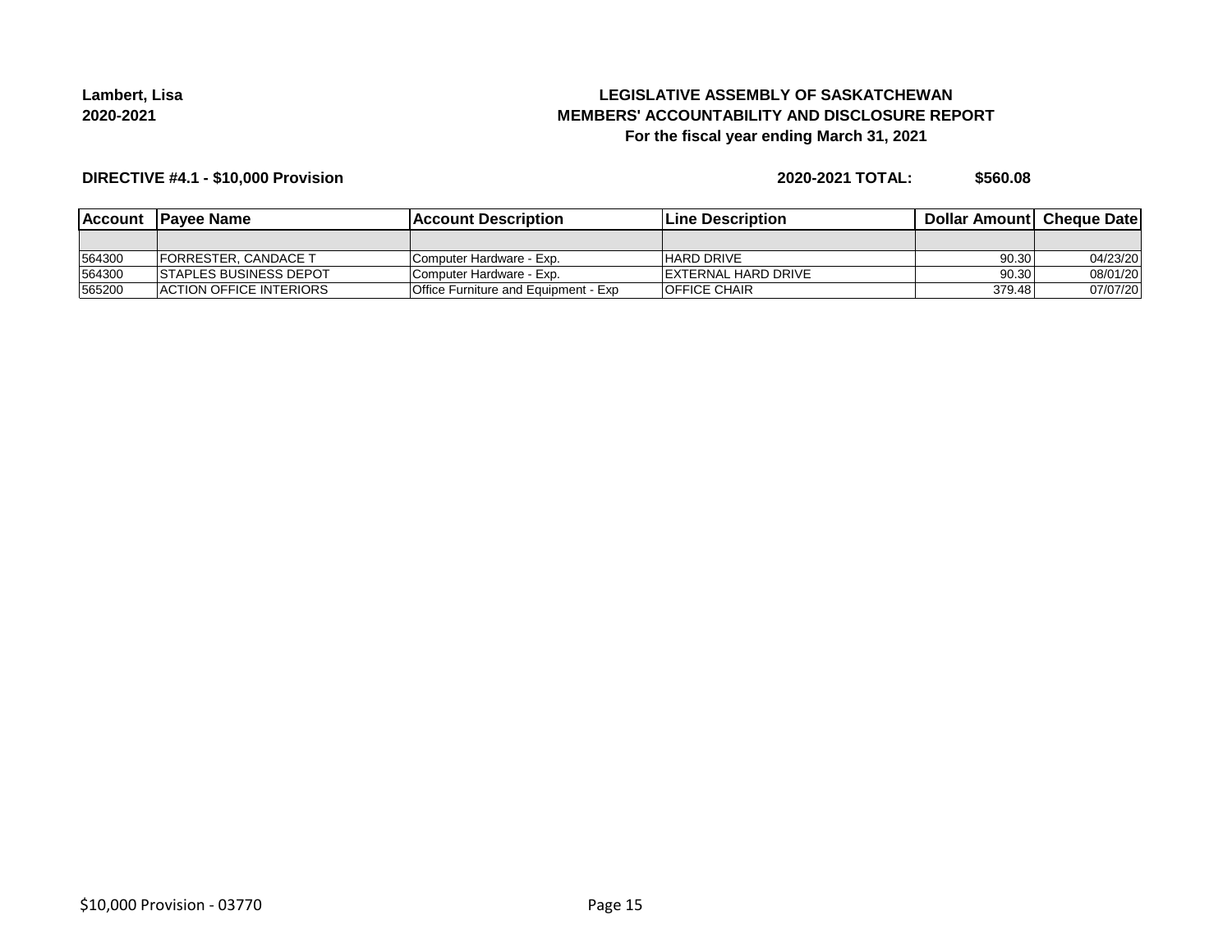**Lambert, Lisa**
**2020-2021**

**LEGISLATIVE ASSEMBLY OF SASKATCHEWAN**
**MEMBERS' ACCOUNTABILITY AND DISCLOSURE REPORT**
**For the fiscal year ending March 31, 2021**

**DIRECTIVE #4.1 - $10,000 Provision** **2020-2021 TOTAL: $560.08**

| Account | Payee Name | Account Description | Line Description | Dollar Amount | Cheque Date |
|---|---|---|---|---|---|
| | | | | | |
| 564300 | FORRESTER, CANDACE T | Computer Hardware - Exp. | HARD DRIVE | 90.30 | 04/23/20 |
| 564300 | STAPLES BUSINESS DEPOT | Computer Hardware - Exp. | EXTERNAL HARD DRIVE | 90.30 | 08/01/20 |
| 565200 | ACTION OFFICE INTERIORS | Office Furniture and Equipment - Exp | OFFICE CHAIR | 379.48 | 07/07/20 |

$10,000 Provision - 03770